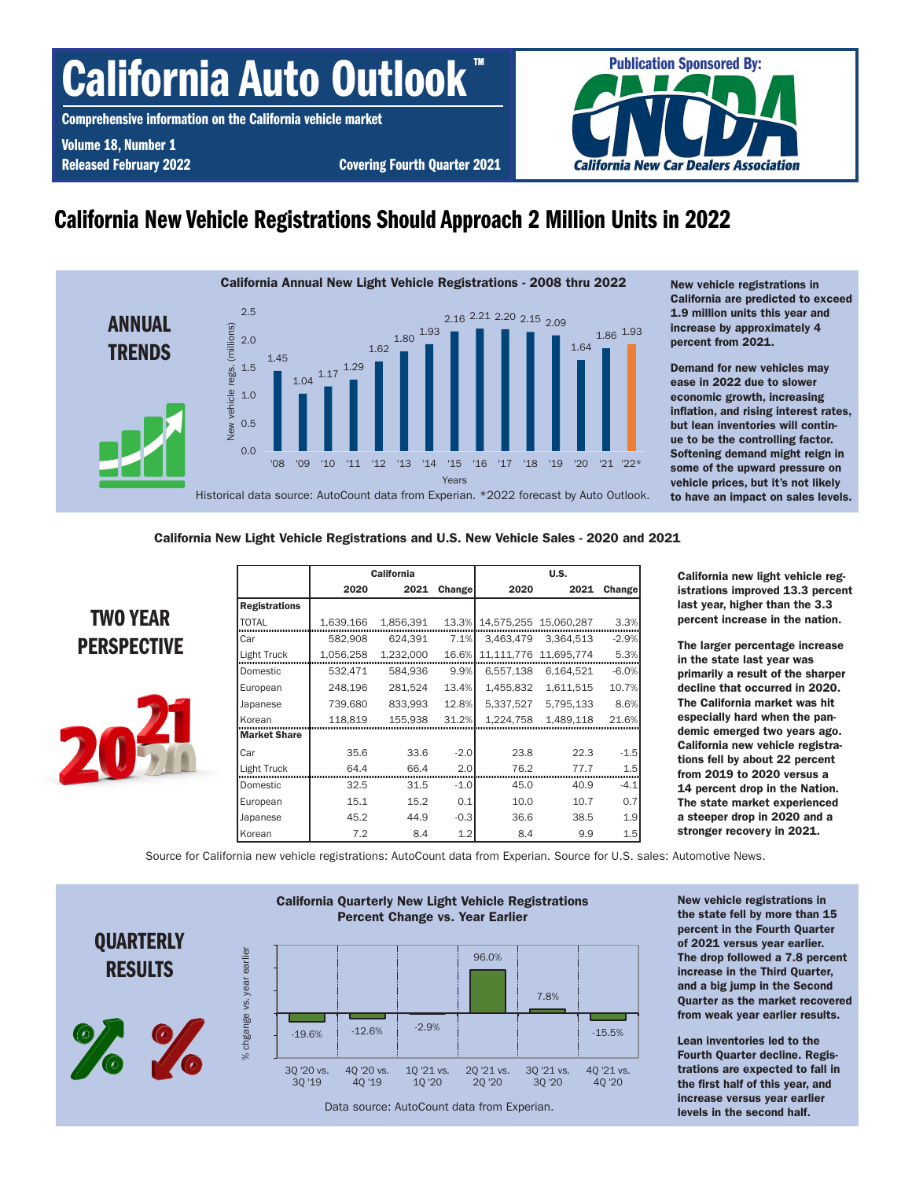# California Auto Outlook™

**Comprehensive information on the California vehicle market**

**Volume 18, Number 1**
**Released February 2022**
**Covering Fourth Quarter 2021**

Publication Sponsored By: CNCDA California New Car Dealers Association

## California New Vehicle Registrations Should Approach 2 Million Units in 2022

### ANNUAL TRENDS

**California Annual New Light Vehicle Registrations - 2008 thru 2022**

| Year | New vehicle regs. (millions) |
|---|---|
| '08 | 1.45 |
| '09 | 1.04 |
| '10 | 1.17 |
| '11 | 1.29 |
| '12 | 1.62 |
| '13 | 1.80 |
| '14 | 1.93 |
| '15 | 2.16 |
| '16 | 2.21 |
| '17 | 2.20 |
| '18 | 2.15 |
| '19 | 2.09 |
| '20 | 1.64 |
| '21 | 1.86 |
| '22* | 1.93 |

Historical data source: AutoCount data from Experian. *2022 forecast by Auto Outlook.

**New vehicle registrations in California are predicted to exceed 1.9 million units this year and increase by approximately 4 percent from 2021.**

**Demand for new vehicles may ease in 2022 due to slower economic growth, increasing inflation, and rising interest rates, but lean inventories will continue to be the controlling factor. Softening demand might reign in some of the upward pressure on vehicle prices, but it's not likely to have an impact on sales levels.**

### TWO YEAR PERSPECTIVE

**California New Light Vehicle Registrations and U.S. New Vehicle Sales - 2020 and 2021**

| | California | | | U.S. | | |
|---|---|---|---|---|---|---|
| | 2020 | 2021 | Change | 2020 | 2021 | Change |
| **Registrations** | | | | | | |
| TOTAL | 1,639,166 | 1,856,391 | 13.3% | 14,575,255 | 15,060,287 | 3.3% |
| Car | 582,908 | 624,391 | 7.1% | 3,463,479 | 3,364,513 | -2.9% |
| Light Truck | 1,056,258 | 1,232,000 | 16.6% | 11,111,776 | 11,695,774 | 5.3% |
| Domestic | 532,471 | 584,936 | 9.9% | 6,557,138 | 6,164,521 | -6.0% |
| European | 248,196 | 281,524 | 13.4% | 1,455,832 | 1,611,515 | 10.7% |
| Japanese | 739,680 | 833,993 | 12.8% | 5,337,527 | 5,795,133 | 8.6% |
| Korean | 118,819 | 155,938 | 31.2% | 1,224,758 | 1,489,118 | 21.6% |
| **Market Share** | | | | | | |
| Car | 35.6 | 33.6 | -2.0 | 23.8 | 22.3 | -1.5 |
| Light Truck | 64.4 | 66.4 | 2.0 | 76.2 | 77.7 | 1.5 |
| Domestic | 32.5 | 31.5 | -1.0 | 45.0 | 40.9 | -4.1 |
| European | 15.1 | 15.2 | 0.1 | 10.0 | 10.7 | 0.7 |
| Japanese | 45.2 | 44.9 | -0.3 | 36.6 | 38.5 | 1.9 |
| Korean | 7.2 | 8.4 | 1.2 | 8.4 | 9.9 | 1.5 |

Source for California new vehicle registrations: AutoCount data from Experian. Source for U.S. sales: Automotive News.

**California new light vehicle registrations improved 13.3 percent last year, higher than the 3.3 percent increase in the nation.**

**The larger percentage increase in the state last year was primarily a result of the sharper decline that occurred in 2020. The California market was hit especially hard when the pandemic emerged two years ago. California new vehicle registrations fell by about 22 percent from 2019 to 2020 versus a 14 percent drop in the Nation. The state market experienced a steeper drop in 2020 and a stronger recovery in 2021.**

### QUARTERLY RESULTS

**California Quarterly New Light Vehicle Registrations Percent Change vs. Year Earlier**

| Period | % change vs. year earlier |
|---|---|
| 3Q '20 vs. 3Q '19 | -19.6% |
| 4Q '20 vs. 4Q '19 | -12.6% |
| 1Q '21 vs. 1Q '20 | -2.9% |
| 2Q '21 vs. 2Q '20 | 96.0% |
| 3Q '21 vs. 3Q '20 | 7.8% |
| 4Q '21 vs. 4Q '20 | -15.5% |

Data source: AutoCount data from Experian.

**New vehicle registrations in the state fell by more than 15 percent in the Fourth Quarter of 2021 versus year earlier. The drop followed a 7.8 percent increase in the Third Quarter, and a big jump in the Second Quarter as the market recovered from weak year earlier results.**

**Lean inventories led to the Fourth Quarter decline. Registrations are expected to fall in the first half of this year, and increase versus year earlier levels in the second half.**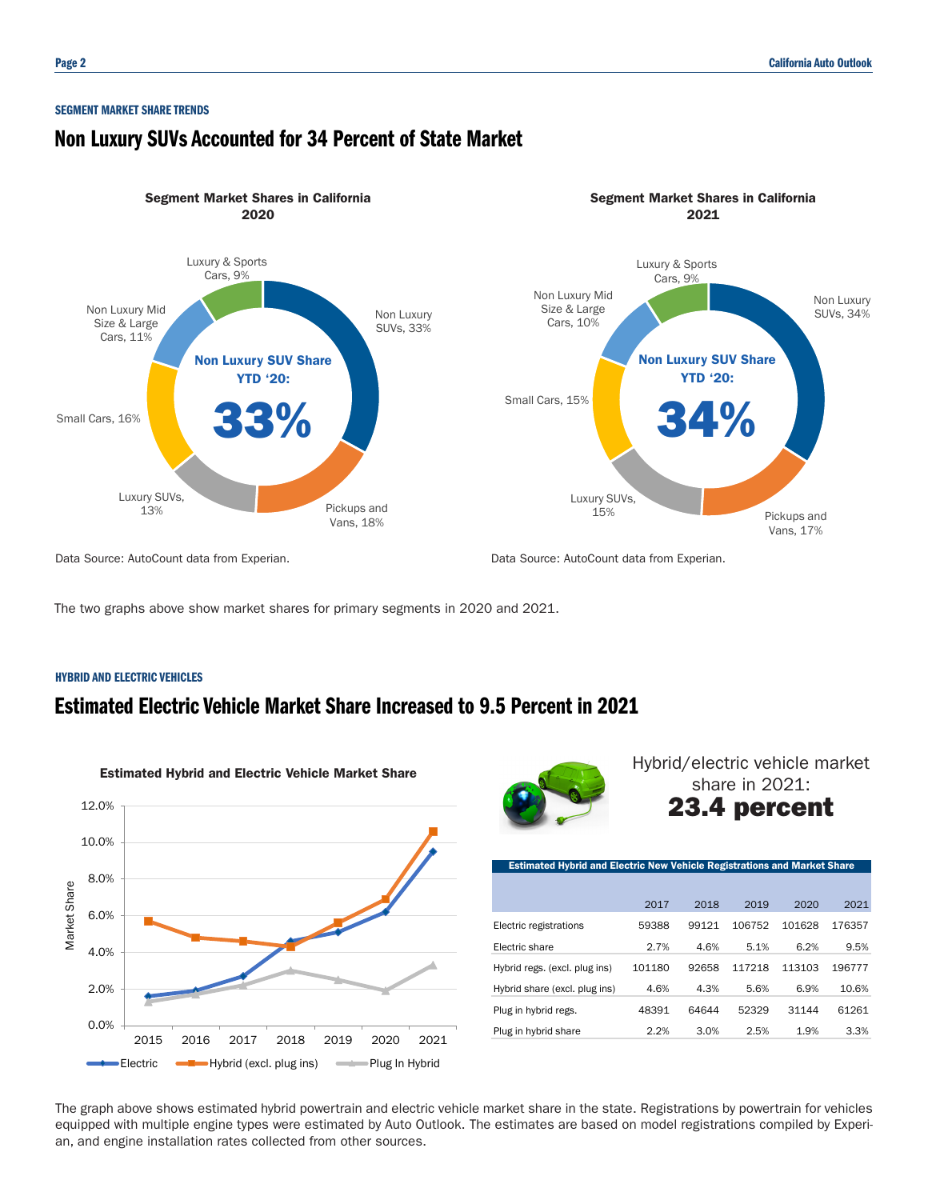SEGMENT MARKET SHARE TRENDS

## Non Luxury SUVs Accounted for 34 Percent of State Market

**Segment Market Shares in California 2020**

Non Luxury SUVs, 33%
Pickups and Vans, 18%
Luxury SUVs, 13%
Small Cars, 16%
Non Luxury Mid Size & Large Cars, 11%
Luxury & Sports Cars, 9%

Non Luxury SUV Share YTD '20: **33%**

Data Source: AutoCount data from Experian.

**Segment Market Shares in California 2021**

Non Luxury SUVs, 34%
Pickups and Vans, 17%
Luxury SUVs, 15%
Small Cars, 15%
Non Luxury Mid Size & Large Cars, 10%
Luxury & Sports Cars, 9%

Non Luxury SUV Share YTD '20: **34%**

Data Source: AutoCount data from Experian.

The two graphs above show market shares for primary segments in 2020 and 2021.

HYBRID AND ELECTRIC VEHICLES

## Estimated Electric Vehicle Market Share Increased to 9.5 Percent in 2021

**Estimated Hybrid and Electric Vehicle Market Share**

Legend: Electric, Hybrid (excl. plug ins), Plug In Hybrid

Hybrid/electric vehicle market share in 2021:
**23.4 percent**

**Estimated Hybrid and Electric New Vehicle Registrations and Market Share**

| | 2017 | 2018 | 2019 | 2020 | 2021 |
|---|---|---|---|---|---|
| Electric registrations | 59388 | 99121 | 106752 | 101628 | 176357 |
| Electric share | 2.7% | 4.6% | 5.1% | 6.2% | 9.5% |
| Hybrid regs. (excl. plug ins) | 101180 | 92658 | 117218 | 113103 | 196777 |
| Hybrid share (excl. plug ins) | 4.6% | 4.3% | 5.6% | 6.9% | 10.6% |
| Plug in hybrid regs. | 48391 | 64644 | 52329 | 31144 | 61261 |
| Plug in hybrid share | 2.2% | 3.0% | 2.5% | 1.9% | 3.3% |

The graph above shows estimated hybrid powertrain and electric vehicle market share in the state. Registrations by powertrain for vehicles equipped with multiple engine types were estimated by Auto Outlook. The estimates are based on model registrations compiled by Experian, and engine installation rates collected from other sources.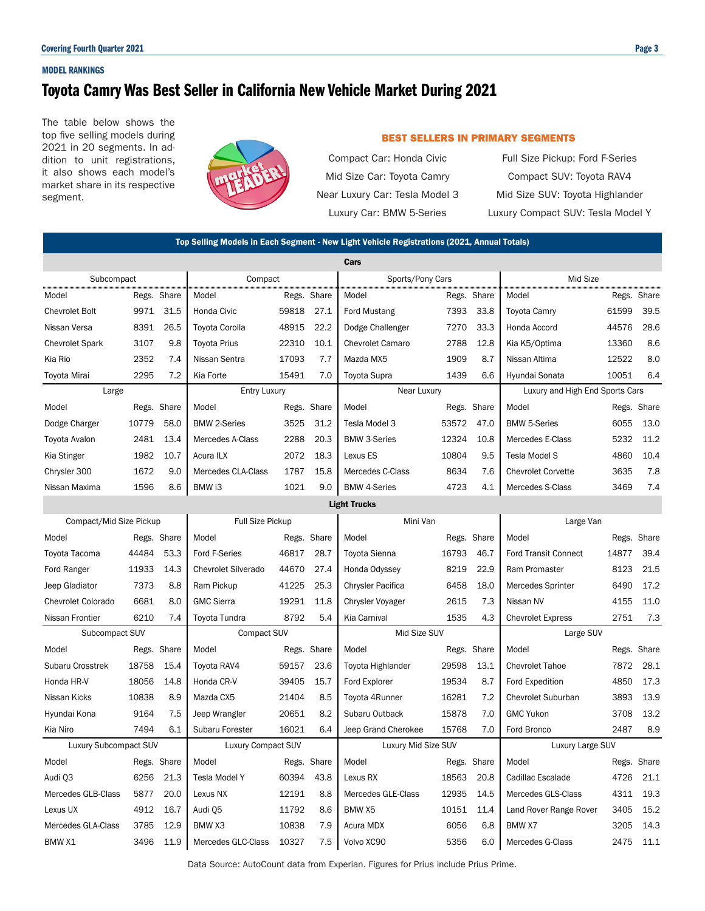MODEL RANKINGS

# Toyota Camry Was Best Seller in California New Vehicle Market During 2021

The table below shows the top five selling models during 2021 in 20 segments. In addition to unit registrations, it also shows each model's market share in its respective segment.

**BEST SELLERS IN PRIMARY SEGMENTS**

Compact Car: Honda Civic
Mid Size Car: Toyota Camry
Near Luxury Car: Tesla Model 3
Luxury Car: BMW 5-Series

Full Size Pickup: Ford F-Series
Compact SUV: Toyota RAV4
Mid Size SUV: Toyota Highlander
Luxury Compact SUV: Tesla Model Y

**Top Selling Models in Each Segment - New Light Vehicle Registrations (2021, Annual Totals)**

**Cars**

| Subcompact | | | Compact | | | Sports/Pony Cars | | | Mid Size | | |
|---|---|---|---|---|---|---|---|---|---|---|---|
| Model | Regs. | Share | Model | Regs. | Share | Model | Regs. | Share | Model | Regs. | Share |
| Chevrolet Bolt | 9971 | 31.5 | Honda Civic | 59818 | 27.1 | Ford Mustang | 7393 | 33.8 | Toyota Camry | 61599 | 39.5 |
| Nissan Versa | 8391 | 26.5 | Toyota Corolla | 48915 | 22.2 | Dodge Challenger | 7270 | 33.3 | Honda Accord | 44576 | 28.6 |
| Chevrolet Spark | 3107 | 9.8 | Toyota Prius | 22310 | 10.1 | Chevrolet Camaro | 2788 | 12.8 | Kia K5/Optima | 13360 | 8.6 |
| Kia Rio | 2352 | 7.4 | Nissan Sentra | 17093 | 7.7 | Mazda MX5 | 1909 | 8.7 | Nissan Altima | 12522 | 8.0 |
| Toyota Mirai | 2295 | 7.2 | Kia Forte | 15491 | 7.0 | Toyota Supra | 1439 | 6.6 | Hyundai Sonata | 10051 | 6.4 |
| **Large** | | | **Entry Luxury** | | | **Near Luxury** | | | **Luxury and High End Sports Cars** | | |
| Model | Regs. | Share | Model | Regs. | Share | Model | Regs. | Share | Model | Regs. | Share |
| Dodge Charger | 10779 | 58.0 | BMW 2-Series | 3525 | 31.2 | Tesla Model 3 | 53572 | 47.0 | BMW 5-Series | 6055 | 13.0 |
| Toyota Avalon | 2481 | 13.4 | Mercedes A-Class | 2288 | 20.3 | BMW 3-Series | 12324 | 10.8 | Mercedes E-Class | 5232 | 11.2 |
| Kia Stinger | 1982 | 10.7 | Acura ILX | 2072 | 18.3 | Lexus ES | 10804 | 9.5 | Tesla Model S | 4860 | 10.4 |
| Chrysler 300 | 1672 | 9.0 | Mercedes CLA-Class | 1787 | 15.8 | Mercedes C-Class | 8634 | 7.6 | Chevrolet Corvette | 3635 | 7.8 |
| Nissan Maxima | 1596 | 8.6 | BMW i3 | 1021 | 9.0 | BMW 4-Series | 4723 | 4.1 | Mercedes S-Class | 3469 | 7.4 |

**Light Trucks**

| Compact/Mid Size Pickup | | | Full Size Pickup | | | Mini Van | | | Large Van | | |
|---|---|---|---|---|---|---|---|---|---|---|---|
| Model | Regs. | Share | Model | Regs. | Share | Model | Regs. | Share | Model | Regs. | Share |
| Toyota Tacoma | 44484 | 53.3 | Ford F-Series | 46817 | 28.7 | Toyota Sienna | 16793 | 46.7 | Ford Transit Connect | 14877 | 39.4 |
| Ford Ranger | 11933 | 14.3 | Chevrolet Silverado | 44670 | 27.4 | Honda Odyssey | 8219 | 22.9 | Ram Promaster | 8123 | 21.5 |
| Jeep Gladiator | 7373 | 8.8 | Ram Pickup | 41225 | 25.3 | Chrysler Pacifica | 6458 | 18.0 | Mercedes Sprinter | 6490 | 17.2 |
| Chevrolet Colorado | 6681 | 8.0 | GMC Sierra | 19291 | 11.8 | Chrysler Voyager | 2615 | 7.3 | Nissan NV | 4155 | 11.0 |
| Nissan Frontier | 6210 | 7.4 | Toyota Tundra | 8792 | 5.4 | Kia Carnival | 1535 | 4.3 | Chevrolet Express | 2751 | 7.3 |
| **Subcompact SUV** | | | **Compact SUV** | | | **Mid Size SUV** | | | **Large SUV** | | |
| Model | Regs. | Share | Model | Regs. | Share | Model | Regs. | Share | Model | Regs. | Share |
| Subaru Crosstrek | 18758 | 15.4 | Toyota RAV4 | 59157 | 23.6 | Toyota Highlander | 29598 | 13.1 | Chevrolet Tahoe | 7872 | 28.1 |
| Honda HR-V | 18056 | 14.8 | Honda CR-V | 39405 | 15.7 | Ford Explorer | 19534 | 8.7 | Ford Expedition | 4850 | 17.3 |
| Nissan Kicks | 10838 | 8.9 | Mazda CX5 | 21404 | 8.5 | Toyota 4Runner | 16281 | 7.2 | Chevrolet Suburban | 3893 | 13.9 |
| Hyundai Kona | 9164 | 7.5 | Jeep Wrangler | 20651 | 8.2 | Subaru Outback | 15878 | 7.0 | GMC Yukon | 3708 | 13.2 |
| Kia Niro | 7494 | 6.1 | Subaru Forester | 16021 | 6.4 | Jeep Grand Cherokee | 15768 | 7.0 | Ford Bronco | 2487 | 8.9 |
| **Luxury Subcompact SUV** | | | **Luxury Compact SUV** | | | **Luxury Mid Size SUV** | | | **Luxury Large SUV** | | |
| Model | Regs. | Share | Model | Regs. | Share | Model | Regs. | Share | Model | Regs. | Share |
| Audi Q3 | 6256 | 21.3 | Tesla Model Y | 60394 | 43.8 | Lexus RX | 18563 | 20.8 | Cadillac Escalade | 4726 | 21.1 |
| Mercedes GLB-Class | 5877 | 20.0 | Lexus NX | 12191 | 8.8 | Mercedes GLE-Class | 12935 | 14.5 | Mercedes GLS-Class | 4311 | 19.3 |
| Lexus UX | 4912 | 16.7 | Audi Q5 | 11792 | 8.6 | BMW X5 | 10151 | 11.4 | Land Rover Range Rover | 3405 | 15.2 |
| Mercedes GLA-Class | 3785 | 12.9 | BMW X3 | 10838 | 7.9 | Acura MDX | 6056 | 6.8 | BMW X7 | 3205 | 14.3 |
| BMW X1 | 3496 | 11.9 | Mercedes GLC-Class | 10327 | 7.5 | Volvo XC90 | 5356 | 6.0 | Mercedes G-Class | 2475 | 11.1 |

Data Source: AutoCount data from Experian. Figures for Prius include Prius Prime.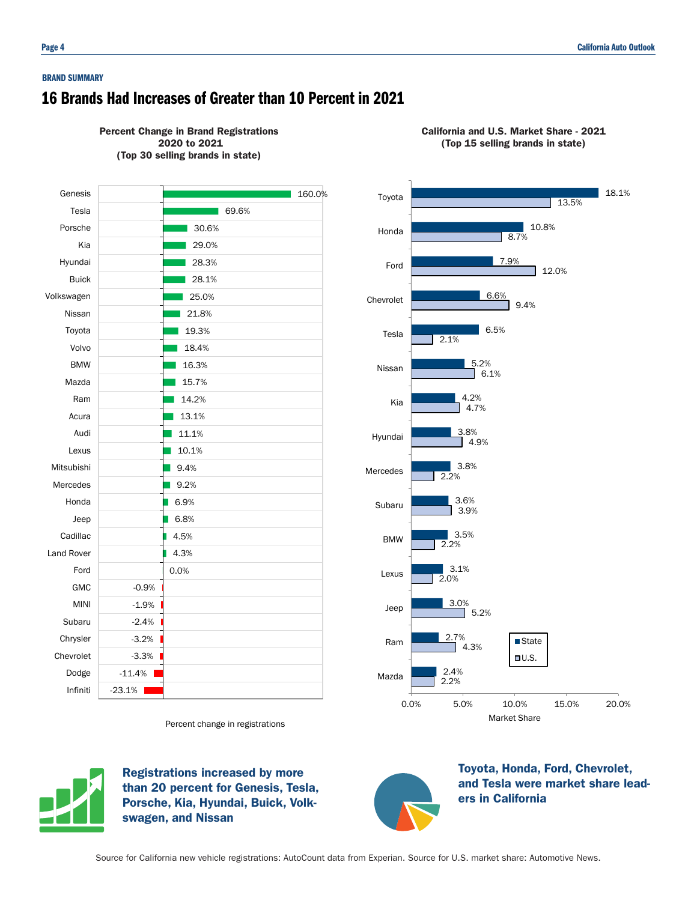**BRAND SUMMARY**

# 16 Brands Had Increases of Greater than 10 Percent in 2021

**Percent Change in Brand Registrations 2020 to 2021 (Top 30 selling brands in state)**

| Brand | Percent change in registrations |
|---|---|
| Genesis | 160.0% |
| Tesla | 69.6% |
| Porsche | 30.6% |
| Kia | 29.0% |
| Hyundai | 28.3% |
| Buick | 28.1% |
| Volkswagen | 25.0% |
| Nissan | 21.8% |
| Toyota | 19.3% |
| Volvo | 18.4% |
| BMW | 16.3% |
| Mazda | 15.7% |
| Ram | 14.2% |
| Acura | 13.1% |
| Audi | 11.1% |
| Lexus | 10.1% |
| Mitsubishi | 9.4% |
| Mercedes | 9.2% |
| Honda | 6.9% |
| Jeep | 6.8% |
| Cadillac | 4.5% |
| Land Rover | 4.3% |
| Ford | 0.0% |
| GMC | -0.9% |
| MINI | -1.9% |
| Subaru | -2.4% |
| Chrysler | -3.2% |
| Chevrolet | -3.3% |
| Dodge | -11.4% |
| Infiniti | -23.1% |

**California and U.S. Market Share - 2021 (Top 15 selling brands in state)**

| Brand | State | U.S. |
|---|---|---|
| Toyota | 18.1% | 13.5% |
| Honda | 10.8% | 8.7% |
| Ford | 7.9% | 12.0% |
| Chevrolet | 6.6% | 9.4% |
| Tesla | 6.5% | 2.1% |
| Nissan | 5.2% | 6.1% |
| Kia | 4.2% | 4.7% |
| Hyundai | 3.8% | 4.9% |
| Mercedes | 3.8% | 2.2% |
| Subaru | 3.6% | 3.9% |
| BMW | 3.5% | 2.2% |
| Lexus | 3.1% | 2.0% |
| Jeep | 3.0% | 5.2% |
| Ram | 2.7% | 4.3% |
| Mazda | 2.4% | 2.2% |

**Registrations increased by more than 20 percent for Genesis, Tesla, Porsche, Kia, Hyundai, Buick, Volkswagen, and Nissan**

**Toyota, Honda, Ford, Chevrolet, and Tesla were market share leaders in California**

Source for California new vehicle registrations: AutoCount data from Experian. Source for U.S. market share: Automotive News.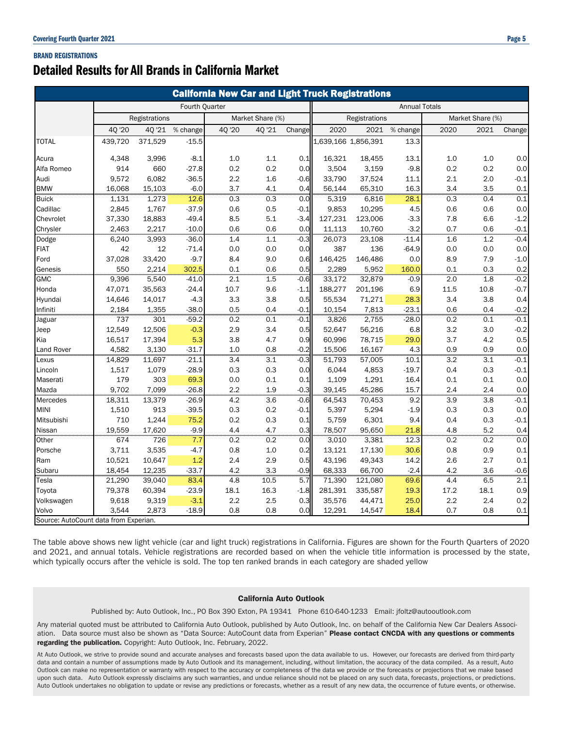**BRAND REGISTRATIONS**

# Detailed Results for All Brands in California Market

| California New Car and Light Truck Registrations | | | | | | | | | | | | |
|---|---|---|---|---|---|---|---|---|---|---|---|---|
| | Fourth Quarter | | | | | | Annual Totals | | | | | |
| | Registrations | | | Market Share (%) | | | Registrations | | | Market Share (%) | | |
| | 4Q '20 | 4Q '21 | % change | 4Q '20 | 4Q '21 | Change | 2020 | 2021 | % change | 2020 | 2021 | Change |
| TOTAL | 439,720 | 371,529 | -15.5 | | | | 1,639,166 | 1,856,391 | 13.3 | | | |
| Acura | 4,348 | 3,996 | -8.1 | 1.0 | 1.1 | 0.1 | 16,321 | 18,455 | 13.1 | 1.0 | 1.0 | 0.0 |
| Alfa Romeo | 914 | 660 | -27.8 | 0.2 | 0.2 | 0.0 | 3,504 | 3,159 | -9.8 | 0.2 | 0.2 | 0.0 |
| Audi | 9,572 | 6,082 | -36.5 | 2.2 | 1.6 | -0.6 | 33,790 | 37,524 | 11.1 | 2.1 | 2.0 | -0.1 |
| BMW | 16,068 | 15,103 | -6.0 | 3.7 | 4.1 | 0.4 | 56,144 | 65,310 | 16.3 | 3.4 | 3.5 | 0.1 |
| Buick | 1,131 | 1,273 | 12.6 | 0.3 | 0.3 | 0.0 | 5,319 | 6,816 | 28.1 | 0.3 | 0.4 | 0.1 |
| Cadillac | 2,845 | 1,767 | -37.9 | 0.6 | 0.5 | -0.1 | 9,853 | 10,295 | 4.5 | 0.6 | 0.6 | 0.0 |
| Chevrolet | 37,330 | 18,883 | -49.4 | 8.5 | 5.1 | -3.4 | 127,231 | 123,006 | -3.3 | 7.8 | 6.6 | -1.2 |
| Chrysler | 2,463 | 2,217 | -10.0 | 0.6 | 0.6 | 0.0 | 11,113 | 10,760 | -3.2 | 0.7 | 0.6 | -0.1 |
| Dodge | 6,240 | 3,993 | -36.0 | 1.4 | 1.1 | -0.3 | 26,073 | 23,108 | -11.4 | 1.6 | 1.2 | -0.4 |
| FIAT | 42 | 12 | -71.4 | 0.0 | 0.0 | 0.0 | 387 | 136 | -64.9 | 0.0 | 0.0 | 0.0 |
| Ford | 37,028 | 33,420 | -9.7 | 8.4 | 9.0 | 0.6 | 146,425 | 146,486 | 0.0 | 8.9 | 7.9 | -1.0 |
| Genesis | 550 | 2,214 | 302.5 | 0.1 | 0.6 | 0.5 | 2,289 | 5,952 | 160.0 | 0.1 | 0.3 | 0.2 |
| GMC | 9,396 | 5,540 | -41.0 | 2.1 | 1.5 | -0.6 | 33,172 | 32,879 | -0.9 | 2.0 | 1.8 | -0.2 |
| Honda | 47,071 | 35,563 | -24.4 | 10.7 | 9.6 | -1.1 | 188,277 | 201,196 | 6.9 | 11.5 | 10.8 | -0.7 |
| Hyundai | 14,646 | 14,017 | -4.3 | 3.3 | 3.8 | 0.5 | 55,534 | 71,271 | 28.3 | 3.4 | 3.8 | 0.4 |
| Infiniti | 2,184 | 1,355 | -38.0 | 0.5 | 0.4 | -0.1 | 10,154 | 7,813 | -23.1 | 0.6 | 0.4 | -0.2 |
| Jaguar | 737 | 301 | -59.2 | 0.2 | 0.1 | -0.1 | 3,826 | 2,755 | -28.0 | 0.2 | 0.1 | -0.1 |
| Jeep | 12,549 | 12,506 | -0.3 | 2.9 | 3.4 | 0.5 | 52,647 | 56,216 | 6.8 | 3.2 | 3.0 | -0.2 |
| Kia | 16,517 | 17,394 | 5.3 | 3.8 | 4.7 | 0.9 | 60,996 | 78,715 | 29.0 | 3.7 | 4.2 | 0.5 |
| Land Rover | 4,582 | 3,130 | -31.7 | 1.0 | 0.8 | -0.2 | 15,506 | 16,167 | 4.3 | 0.9 | 0.9 | 0.0 |
| Lexus | 14,829 | 11,697 | -21.1 | 3.4 | 3.1 | -0.3 | 51,793 | 57,005 | 10.1 | 3.2 | 3.1 | -0.1 |
| Lincoln | 1,517 | 1,079 | -28.9 | 0.3 | 0.3 | 0.0 | 6,044 | 4,853 | -19.7 | 0.4 | 0.3 | -0.1 |
| Maserati | 179 | 303 | 69.3 | 0.0 | 0.1 | 0.1 | 1,109 | 1,291 | 16.4 | 0.1 | 0.1 | 0.0 |
| Mazda | 9,702 | 7,099 | -26.8 | 2.2 | 1.9 | -0.3 | 39,145 | 45,286 | 15.7 | 2.4 | 2.4 | 0.0 |
| Mercedes | 18,311 | 13,379 | -26.9 | 4.2 | 3.6 | -0.6 | 64,543 | 70,453 | 9.2 | 3.9 | 3.8 | -0.1 |
| MINI | 1,510 | 913 | -39.5 | 0.3 | 0.2 | -0.1 | 5,397 | 5,294 | -1.9 | 0.3 | 0.3 | 0.0 |
| Mitsubishi | 710 | 1,244 | 75.2 | 0.2 | 0.3 | 0.1 | 5,759 | 6,301 | 9.4 | 0.4 | 0.3 | -0.1 |
| Nissan | 19,559 | 17,620 | -9.9 | 4.4 | 4.7 | 0.3 | 78,507 | 95,650 | 21.8 | 4.8 | 5.2 | 0.4 |
| Other | 674 | 726 | 7.7 | 0.2 | 0.2 | 0.0 | 3,010 | 3,381 | 12.3 | 0.2 | 0.2 | 0.0 |
| Porsche | 3,711 | 3,535 | -4.7 | 0.8 | 1.0 | 0.2 | 13,121 | 17,130 | 30.6 | 0.8 | 0.9 | 0.1 |
| Ram | 10,521 | 10,647 | 1.2 | 2.4 | 2.9 | 0.5 | 43,196 | 49,343 | 14.2 | 2.6 | 2.7 | 0.1 |
| Subaru | 18,454 | 12,235 | -33.7 | 4.2 | 3.3 | -0.9 | 68,333 | 66,700 | -2.4 | 4.2 | 3.6 | -0.6 |
| Tesla | 21,290 | 39,040 | 83.4 | 4.8 | 10.5 | 5.7 | 71,390 | 121,080 | 69.6 | 4.4 | 6.5 | 2.1 |
| Toyota | 79,378 | 60,394 | -23.9 | 18.1 | 16.3 | -1.8 | 281,391 | 335,587 | 19.3 | 17.2 | 18.1 | 0.9 |
| Volkswagen | 9,618 | 9,319 | -3.1 | 2.2 | 2.5 | 0.3 | 35,576 | 44,471 | 25.0 | 2.2 | 2.4 | 0.2 |
| Volvo | 3,544 | 2,873 | -18.9 | 0.8 | 0.8 | 0.0 | 12,291 | 14,547 | 18.4 | 0.7 | 0.8 | 0.1 |

Source: AutoCount data from Experian.

The table above shows new light vehicle (car and light truck) registrations in California. Figures are shown for the Fourth Quarters of 2020 and 2021, and annual totals. Vehicle registrations are recorded based on when the vehicle title information is processed by the state, which typically occurs after the vehicle is sold. The top ten ranked brands in each category are shaded yellow

**California Auto Outlook**

Published by: Auto Outlook, Inc., PO Box 390 Exton, PA 19341 Phone 610-640-1233 Email: jfoltz@autooutlook.com

Any material quoted must be attributed to California Auto Outlook, published by Auto Outlook, Inc. on behalf of the California New Car Dealers Association. Data source must also be shown as "Data Source: AutoCount data from Experian" **Please contact CNCDA with any questions or comments regarding the publication.** Copyright: Auto Outlook, Inc. February, 2022.

At Auto Outlook, we strive to provide sound and accurate analyses and forecasts based upon the data available to us. However, our forecasts are derived from third-party data and contain a number of assumptions made by Auto Outlook and its management, including, without limitation, the accuracy of the data compiled. As a result, Auto Outlook can make no representation or warranty with respect to the accuracy or completeness of the data we provide or the forecasts or projections that we make based upon such data. Auto Outlook expressly disclaims any such warranties, and undue reliance should not be placed on any such data, forecasts, projections, or predictions. Auto Outlook undertakes no obligation to update or revise any predictions or forecasts, whether as a result of any new data, the occurrence of future events, or otherwise.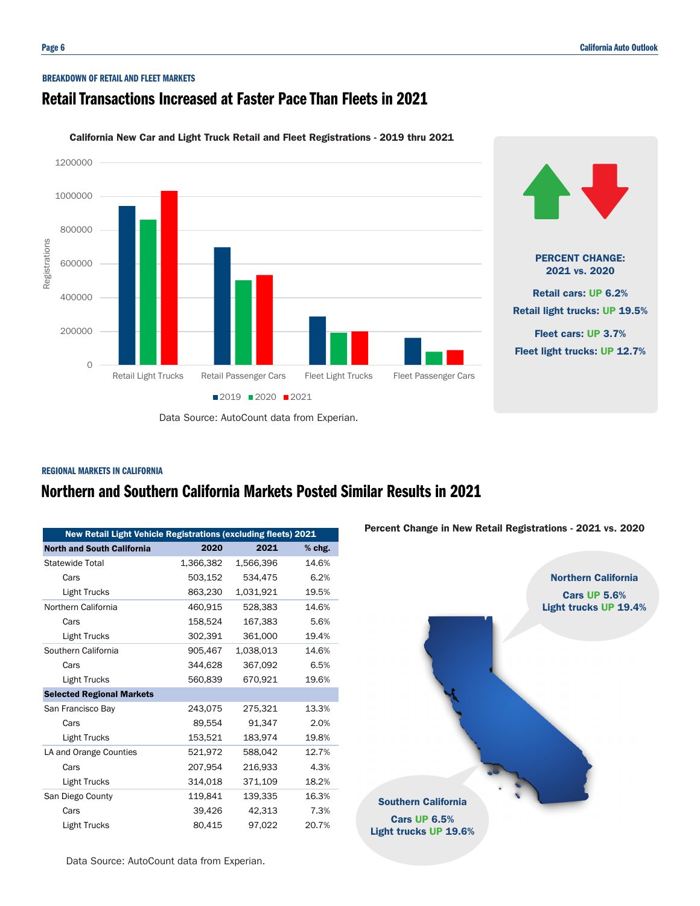BREAKDOWN OF RETAIL AND FLEET MARKETS

## Retail Transactions Increased at Faster Pace Than Fleets in 2021

**California New Car and Light Truck Retail and Fleet Registrations - 2019 thru 2021**

Data Source: AutoCount data from Experian.

**PERCENT CHANGE: 2021 vs. 2020**

**Retail cars: UP 6.2%**

**Retail light trucks: UP 19.5%**

**Fleet cars: UP 3.7%**

**Fleet light trucks: UP 12.7%**

REGIONAL MARKETS IN CALIFORNIA

## Northern and Southern California Markets Posted Similar Results in 2021

| New Retail Light Vehicle Registrations (excluding fleets) 2021 | | | |
|---|---|---|---|
| **North and South California** | **2020** | **2021** | **% chg.** |
| Statewide Total | 1,366,382 | 1,566,396 | 14.6% |
| Cars | 503,152 | 534,475 | 6.2% |
| Light Trucks | 863,230 | 1,031,921 | 19.5% |
| Northern California | 460,915 | 528,383 | 14.6% |
| Cars | 158,524 | 167,383 | 5.6% |
| Light Trucks | 302,391 | 361,000 | 19.4% |
| Southern California | 905,467 | 1,038,013 | 14.6% |
| Cars | 344,628 | 367,092 | 6.5% |
| Light Trucks | 560,839 | 670,921 | 19.6% |
| **Selected Regional Markets** | | | |
| San Francisco Bay | 243,075 | 275,321 | 13.3% |
| Cars | 89,554 | 91,347 | 2.0% |
| Light Trucks | 153,521 | 183,974 | 19.8% |
| LA and Orange Counties | 521,972 | 588,042 | 12.7% |
| Cars | 207,954 | 216,933 | 4.3% |
| Light Trucks | 314,018 | 371,109 | 18.2% |
| San Diego County | 119,841 | 139,335 | 16.3% |
| Cars | 39,426 | 42,313 | 7.3% |
| Light Trucks | 80,415 | 97,022 | 20.7% |

Data Source: AutoCount data from Experian.

**Percent Change in New Retail Registrations - 2021 vs. 2020**

**Northern California**
**Cars UP 5.6%**
**Light trucks UP 19.4%**

**Southern California**
**Cars UP 6.5%**
**Light trucks UP 19.6%**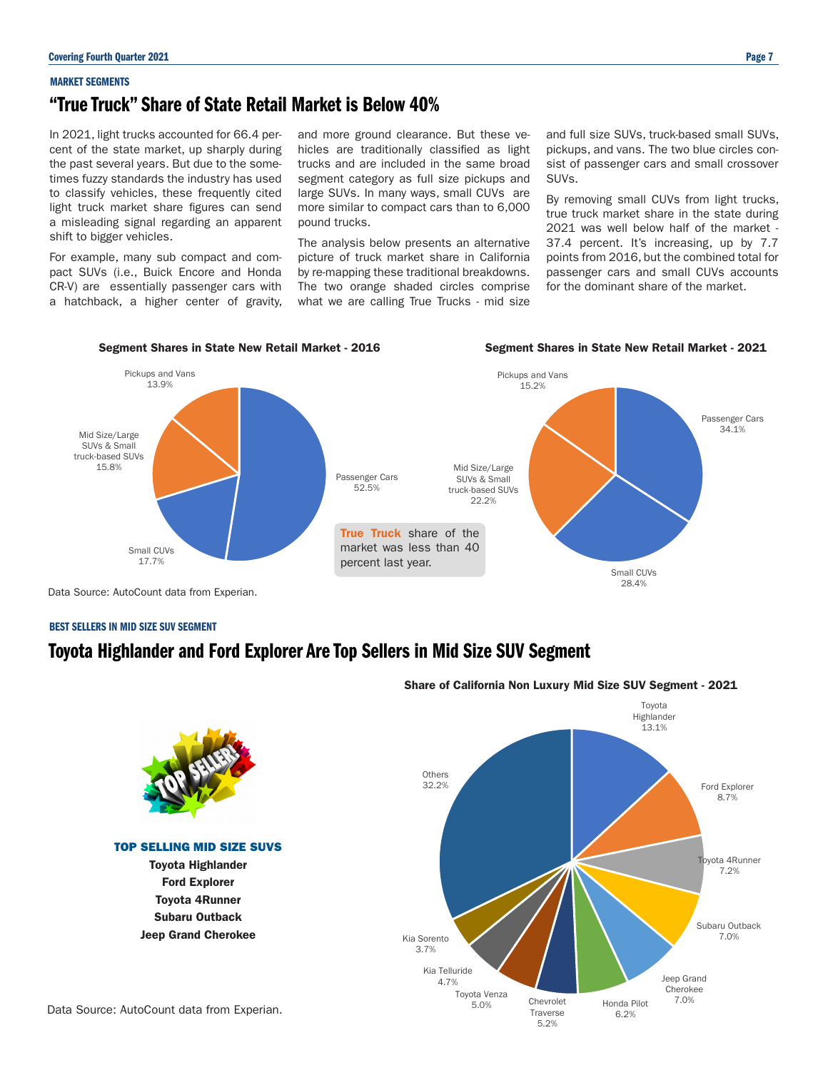MARKET SEGMENTS

## "True Truck" Share of State Retail Market is Below 40%

In 2021, light trucks accounted for 66.4 percent of the state market, up sharply during the past several years. But due to the sometimes fuzzy standards the industry has used to classify vehicles, these frequently cited light truck market share figures can send a misleading signal regarding an apparent shift to bigger vehicles.

For example, many sub compact and compact SUVs (i.e., Buick Encore and Honda CR-V) are essentially passenger cars with a hatchback, a higher center of gravity, and more ground clearance. But these vehicles are traditionally classified as light trucks and are included in the same broad segment category as full size pickups and large SUVs. In many ways, small CUVs are more similar to compact cars than to 6,000 pound trucks.

The analysis below presents an alternative picture of truck market share in California by re-mapping these traditional breakdowns. The two orange shaded circles comprise what we are calling True Trucks - mid size and full size SUVs, truck-based small SUVs, pickups, and vans. The two blue circles consist of passenger cars and small crossover SUVs.

By removing small CUVs from light trucks, true truck market share in the state during 2021 was well below half of the market - 37.4 percent. It's increasing, up by 7.7 points from 2016, but the combined total for passenger cars and small CUVs accounts for the dominant share of the market.

**Segment Shares in State New Retail Market - 2016**

| Segment | Share |
| --- | --- |
| Passenger Cars | 52.5% |
| Small CUVs | 17.7% |
| Mid Size/Large SUVs & Small truck-based SUVs | 15.8% |
| Pickups and Vans | 13.9% |

**Segment Shares in State New Retail Market - 2021**

| Segment | Share |
| --- | --- |
| Passenger Cars | 34.1% |
| Small CUVs | 28.4% |
| Mid Size/Large SUVs & Small truck-based SUVs | 22.2% |
| Pickups and Vans | 15.2% |

**True Truck** share of the market was less than 40 percent last year.

Data Source: AutoCount data from Experian.

BEST SELLERS IN MID SIZE SUV SEGMENT

## Toyota Highlander and Ford Explorer Are Top Sellers in Mid Size SUV Segment

**TOP SELLING MID SIZE SUVS**

**Toyota Highlander**
**Ford Explorer**
**Toyota 4Runner**
**Subaru Outback**
**Jeep Grand Cherokee**

**Share of California Non Luxury Mid Size SUV Segment - 2021**

| Model | Share |
| --- | --- |
| Toyota Highlander | 13.1% |
| Ford Explorer | 8.7% |
| Toyota 4Runner | 7.2% |
| Subaru Outback | 7.0% |
| Jeep Grand Cherokee | 7.0% |
| Honda Pilot | 6.2% |
| Chevrolet Traverse | 5.2% |
| Toyota Venza | 5.0% |
| Kia Telluride | 4.7% |
| Kia Sorento | 3.7% |
| Others | 32.2% |

Data Source: AutoCount data from Experian.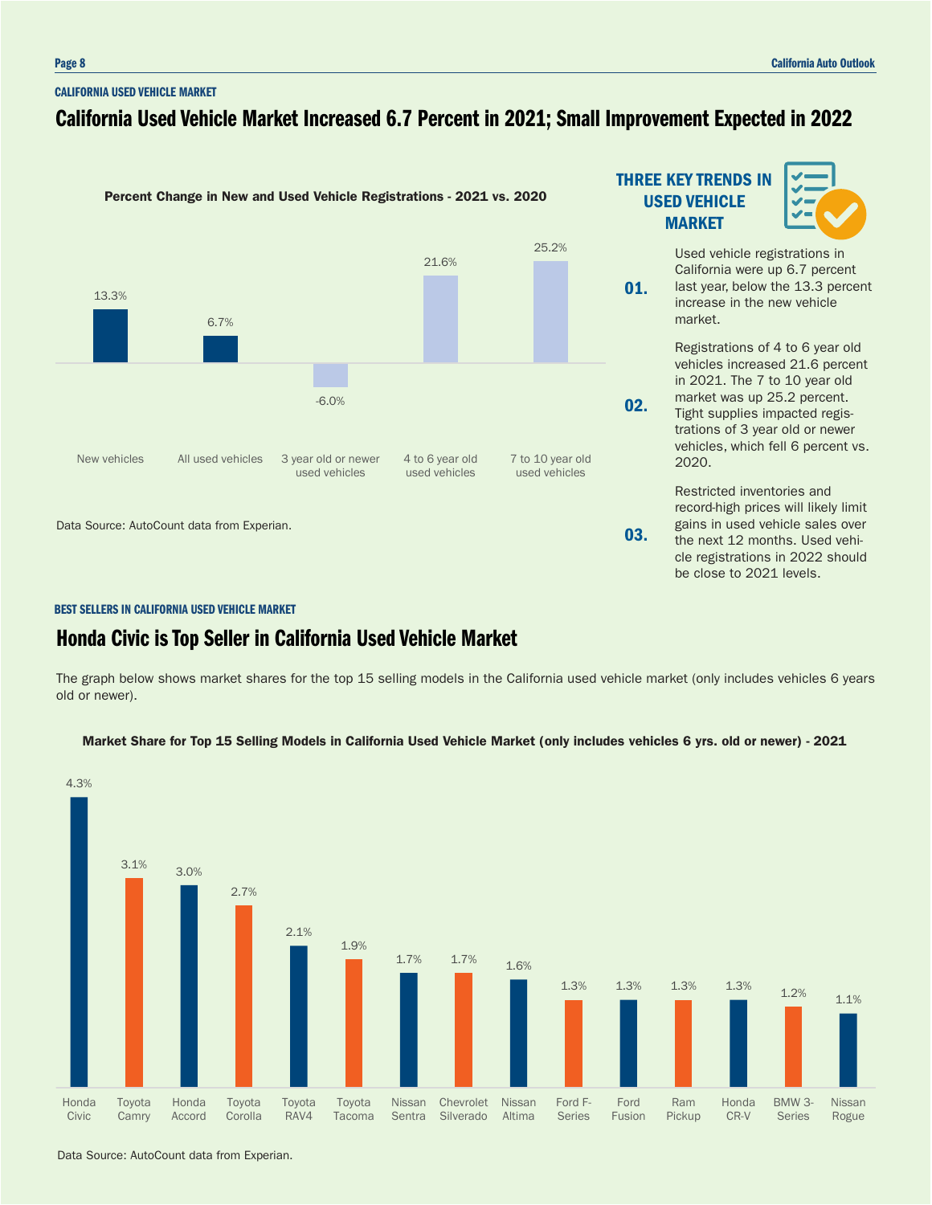CALIFORNIA USED VEHICLE MARKET

# California Used Vehicle Market Increased 6.7 Percent in 2021; Small Improvement Expected in 2022

**Percent Change in New and Used Vehicle Registrations - 2021 vs. 2020**

13.3%
6.7%
-6.0%
21.6%
25.2%

New vehicles
All used vehicles
3 year old or newer used vehicles
4 to 6 year old used vehicles
7 to 10 year old used vehicles

Data Source: AutoCount data from Experian.

## THREE KEY TRENDS IN USED VEHICLE MARKET

**01.** Used vehicle registrations in California were up 6.7 percent last year, below the 13.3 percent increase in the new vehicle market.

**02.** Registrations of 4 to 6 year old vehicles increased 21.6 percent in 2021. The 7 to 10 year old market was up 25.2 percent. Tight supplies impacted registrations of 3 year old or newer vehicles, which fell 6 percent vs. 2020.

**03.** Restricted inventories and record-high prices will likely limit gains in used vehicle sales over the next 12 months. Used vehicle registrations in 2022 should be close to 2021 levels.

BEST SELLERS IN CALIFORNIA USED VEHICLE MARKET

# Honda Civic is Top Seller in California Used Vehicle Market

The graph below shows market shares for the top 15 selling models in the California used vehicle market (only includes vehicles 6 years old or newer).

**Market Share for Top 15 Selling Models in California Used Vehicle Market (only includes vehicles 6 yrs. old or newer) - 2021**

4.3%
3.1%
3.0%
2.7%
2.1%
1.9%
1.7%
1.7%
1.6%
1.3%
1.3%
1.3%
1.3%
1.2%
1.1%

Honda Civic
Toyota Camry
Honda Accord
Toyota Corolla
Toyota RAV4
Toyota Tacoma
Nissan Sentra
Chevrolet Silverado
Nissan Altima
Ford F-Series
Ford Fusion
Ram Pickup
Honda CR-V
BMW 3-Series
Nissan Rogue

Data Source: AutoCount data from Experian.